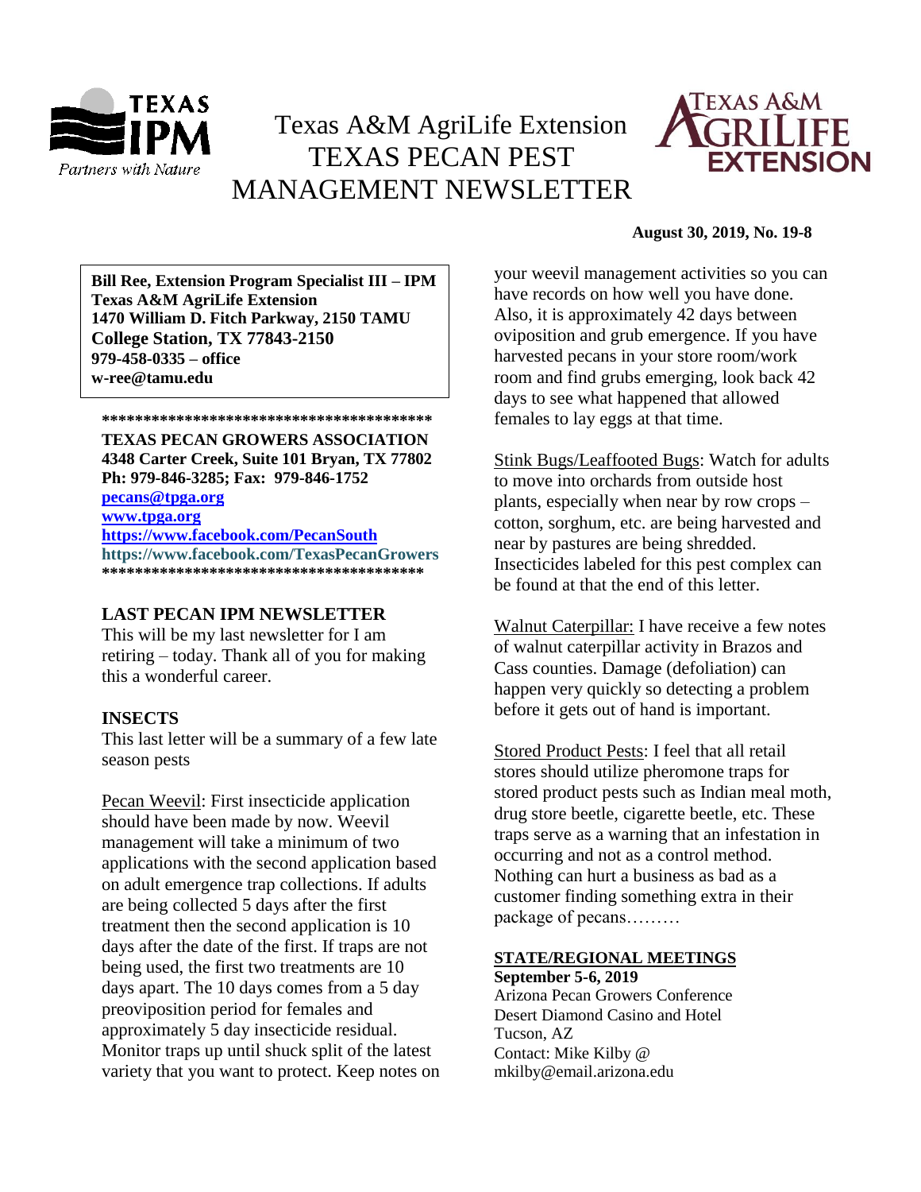# Texas A&M AgriLife Extension TEXAS PECAN PEST MANAGEMENT NEWSLETTER

**August 30, 2019, No. 19-8**

**Bill Ree, Extension Program Specialist III – IPM**
**Texas A&M AgriLife Extension**
**1470 William D. Fitch Parkway, 2150 TAMU**
**College Station, TX 77843-2150**
**979-458-0335 – office**
**w-ree@tamu.edu**

****************************************

**TEXAS PECAN GROWERS ASSOCIATION**
**4348 Carter Creek, Suite 101 Bryan, TX 77802**
**Ph: 979-846-3285; Fax: 979-846-1752**
**pecans@tpga.org**
**www.tpga.org**
**https://www.facebook.com/PecanSouth**
**https://www.facebook.com/TexasPecanGrowers**

****************************************

## LAST PECAN IPM NEWSLETTER

This will be my last newsletter for I am retiring – today. Thank all of you for making this a wonderful career.

## INSECTS

This last letter will be a summary of a few late season pests

Pecan Weevil: First insecticide application should have been made by now. Weevil management will take a minimum of two applications with the second application based on adult emergence trap collections. If adults are being collected 5 days after the first treatment then the second application is 10 days after the date of the first. If traps are not being used, the first two treatments are 10 days apart. The 10 days comes from a 5 day preoviposition period for females and approximately 5 day insecticide residual. Monitor traps up until shuck split of the latest variety that you want to protect. Keep notes on your weevil management activities so you can have records on how well you have done. Also, it is approximately 42 days between oviposition and grub emergence. If you have harvested pecans in your store room/work room and find grubs emerging, look back 42 days to see what happened that allowed females to lay eggs at that time.

Stink Bugs/Leaffooted Bugs: Watch for adults to move into orchards from outside host plants, especially when near by row crops – cotton, sorghum, etc. are being harvested and near by pastures are being shredded. Insecticides labeled for this pest complex can be found at that the end of this letter.

Walnut Caterpillar: I have receive a few notes of walnut caterpillar activity in Brazos and Cass counties. Damage (defoliation) can happen very quickly so detecting a problem before it gets out of hand is important.

Stored Product Pests: I feel that all retail stores should utilize pheromone traps for stored product pests such as Indian meal moth, drug store beetle, cigarette beetle, etc. These traps serve as a warning that an infestation in occurring and not as a control method. Nothing can hurt a business as bad as a customer finding something extra in their package of pecans………

## STATE/REGIONAL MEETINGS

**September 5-6, 2019**
Arizona Pecan Growers Conference
Desert Diamond Casino and Hotel
Tucson, AZ
Contact: Mike Kilby @ mkilby@email.arizona.edu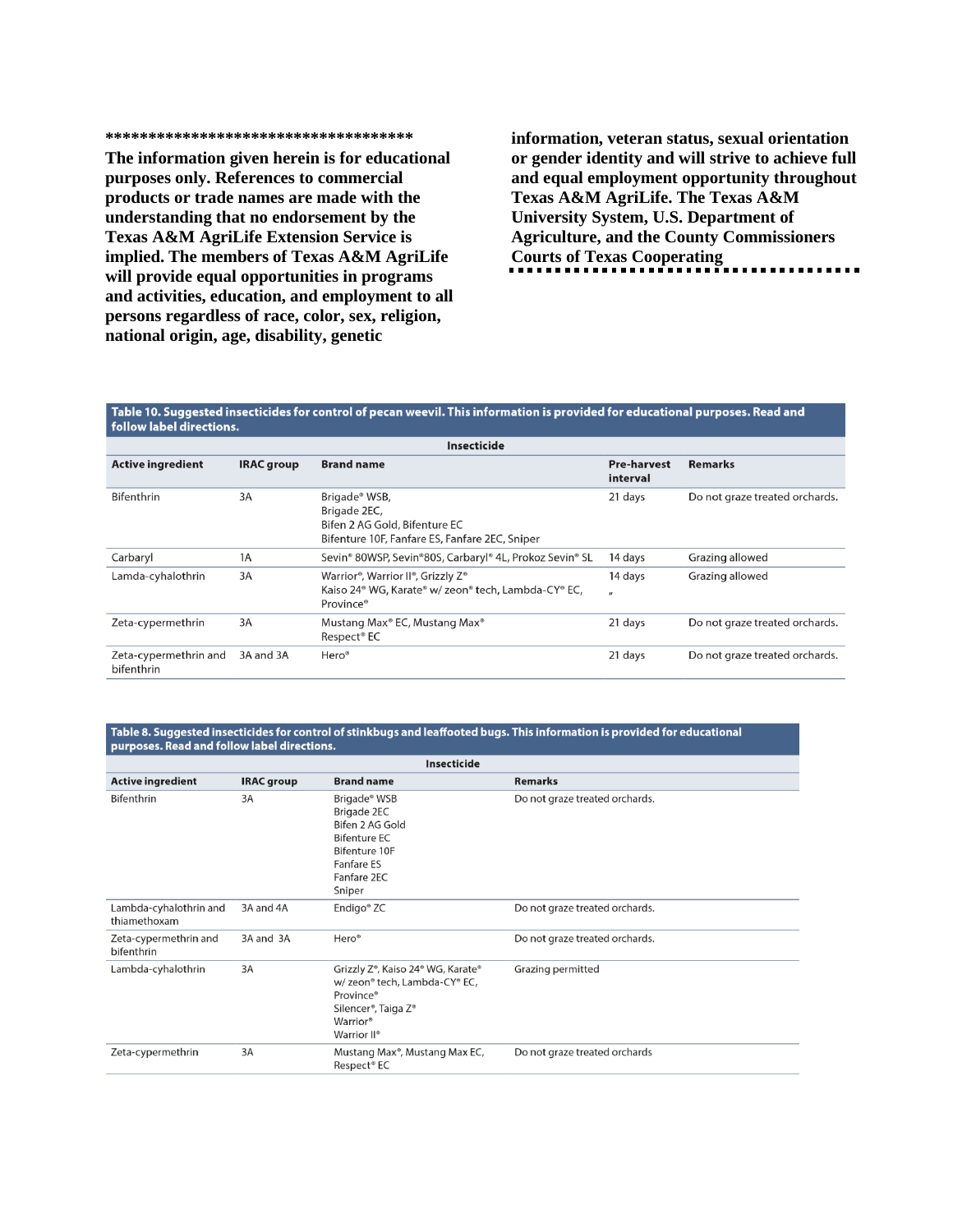**\*\*\*\*\*\*\*\*\*\*\*\*\*\*\*\*\*\*\*\*\*\*\*\*\*\*\*\*\*\*\*\*\*\*\*\*\***

**The information given herein is for educational purposes only. References to commercial products or trade names are made with the understanding that no endorsement by the Texas A&M AgriLife Extension Service is implied. The members of Texas A&M AgriLife will provide equal opportunities in programs and activities, education, and employment to all persons regardless of race, color, sex, religion, national origin, age, disability, genetic information, veteran status, sexual orientation or gender identity and will strive to achieve full and equal employment opportunity throughout Texas A&M AgriLife. The Texas A&M University System, U.S. Department of Agriculture, and the County Commissioners Courts of Texas Cooperating**

**Table 10. Suggested insecticides for control of pecan weevil. This information is provided for educational purposes. Read and follow label directions.**

| Insecticide | | | | |
|---|---|---|---|---|
| **Active ingredient** | **IRAC group** | **Brand name** | **Pre-harvest interval** | **Remarks** |
| Bifenthrin | 3A | Brigade® WSB, Brigade 2EC, Bifen 2 AG Gold, Bifenture EC Bifenture 10F, Fanfare ES, Fanfare 2EC, Sniper | 21 days | Do not graze treated orchards. |
| Carbaryl | 1A | Sevin® 80WSP, Sevin®80S, Carbaryl® 4L, Prokoz Sevin® SL | 14 days | Grazing allowed |
| Lamda-cyhalothrin | 3A | Warrior®, Warrior II®, Grizzly Z® Kaiso 24® WG, Karate® w/ zeon® tech, Lambda-CY® EC, Province® | 14 days " | Grazing allowed |
| Zeta-cypermethrin | 3A | Mustang Max® EC, Mustang Max® Respect® EC | 21 days | Do not graze treated orchards. |
| Zeta-cypermethrin and bifenthrin | 3A and 3A | Hero® | 21 days | Do not graze treated orchards. |

**Table 8. Suggested insecticides for control of stinkbugs and leaffooted bugs. This information is provided for educational purposes. Read and follow label directions.**

| Insecticide | | | |
|---|---|---|---|
| **Active ingredient** | **IRAC group** | **Brand name** | **Remarks** |
| Bifenthrin | 3A | Brigade® WSB Brigade 2EC Bifen 2 AG Gold Bifenture EC Bifenture 10F Fanfare ES Fanfare 2EC Sniper | Do not graze treated orchards. |
| Lambda-cyhalothrin and thiamethoxam | 3A and 4A | Endigo® ZC | Do not graze treated orchards. |
| Zeta-cypermethrin and bifenthrin | 3A and 3A | Hero® | Do not graze treated orchards. |
| Lambda-cyhalothrin | 3A | Grizzly Z®, Kaiso 24® WG, Karate® w/ zeon® tech, Lambda-CY® EC, Province® Silencer®, Taiga Z® Warrior® Warrior II® | Grazing permitted |
| Zeta-cypermethrin | 3A | Mustang Max®, Mustang Max EC, Respect® EC | Do not graze treated orchards |